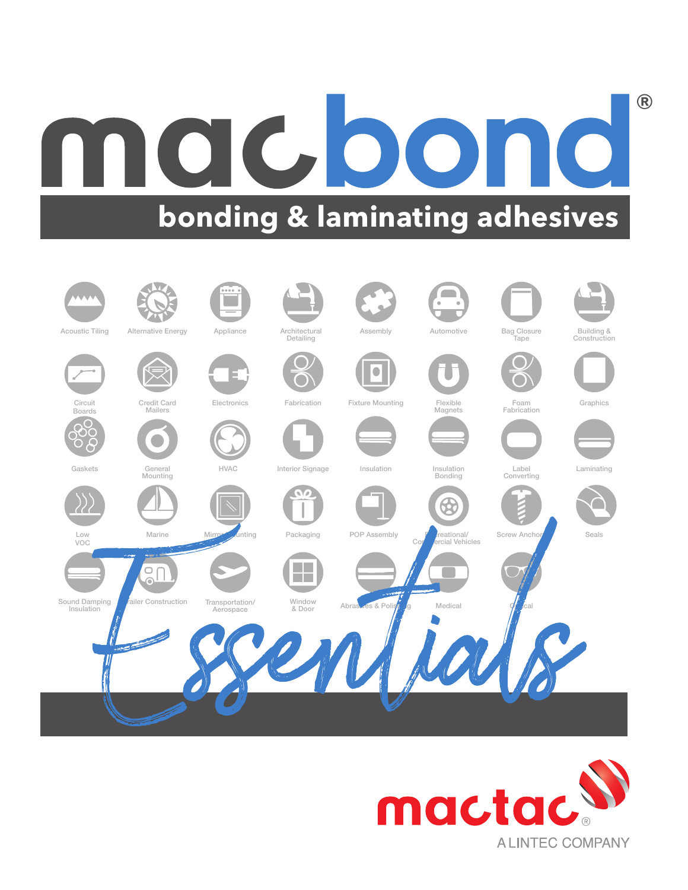# macbond®

## bonding & laminating adhesives

Acoustic Tiling
Alternative Energy
Appliance
Architectural Detailing
Assembly
Automotive
Bag Closure Tape
Building & Construction
Circuit Boards
Credit Card Mailers
Electronics
Fabrication
Fixture Mounting
Flexible Magnets
Foam Fabrication
Graphics
Gaskets
General Mounting
HVAC
Interior Signage
Insulation
Insulation Bonding
Label Converting
Laminating
Low VOC
Marine
Mirror Mounting
Packaging
POP Assembly
Recreational/ Commercial Vehicles
Screw Anchor
Seals
Sound Damping Insulation
Trailer Construction
Transportation/ Aerospace
Window & Door
Abrasives & Polishing
Medical
Optical

# Essentials

mactac®

A LINTEC COMPANY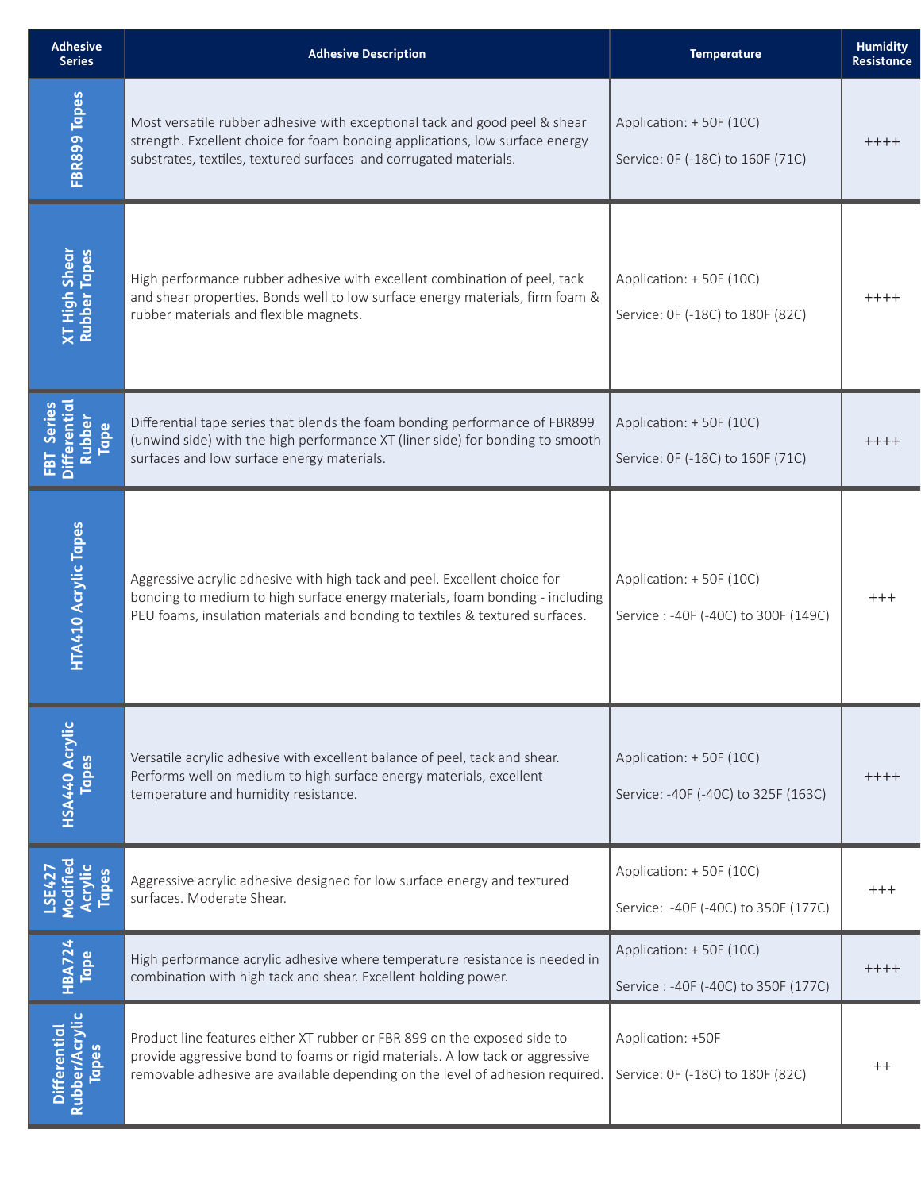| Adhesive Series | Adhesive Description | Temperature | Humidity Resistance |
|---|---|---|---|
| FBR899 Tapes | Most versatile rubber adhesive with exceptional tack and good peel & shear strength. Excellent choice for foam bonding applications, low surface energy substrates, textiles, textured surfaces and corrugated materials. | Application: + 50F (10C)<br><br>Service: 0F (-18C) to 160F (71C) | ++++ |
| XT High Shear Rubber Tapes | High performance rubber adhesive with excellent combination of peel, tack and shear properties. Bonds well to low surface energy materials, firm foam & rubber materials and flexible magnets. | Application: + 50F (10C)<br><br>Service: 0F (-18C) to 180F (82C) | ++++ |
| FBT Series Differential Rubber Tape | Differential tape series that blends the foam bonding performance of FBR899 (unwind side) with the high performance XT (liner side) for bonding to smooth surfaces and low surface energy materials. | Application: + 50F (10C)<br><br>Service: 0F (-18C) to 160F (71C) | ++++ |
| HTA410 Acrylic Tapes | Aggressive acrylic adhesive with high tack and peel. Excellent choice for bonding to medium to high surface energy materials, foam bonding - including PEU foams, insulation materials and bonding to textiles & textured surfaces. | Application: + 50F (10C)<br><br>Service : -40F (-40C) to 300F (149C) | +++ |
| HSA440 Acrylic Tapes | Versatile acrylic adhesive with excellent balance of peel, tack and shear. Performs well on medium to high surface energy materials, excellent temperature and humidity resistance. | Application: + 50F (10C)<br><br>Service: -40F (-40C) to 325F (163C) | ++++ |
| LSE427 Modified Acrylic Tapes | Aggressive acrylic adhesive designed for low surface energy and textured surfaces. Moderate Shear. | Application: + 50F (10C)<br><br>Service: -40F (-40C) to 350F (177C) | +++ |
| HBA724 Tape | High performance acrylic adhesive where temperature resistance is needed in combination with high tack and shear. Excellent holding power. | Application: + 50F (10C)<br><br>Service : -40F (-40C) to 350F (177C) | ++++ |
| Differential Rubber/Acrylic Tapes | Product line features either XT rubber or FBR 899 on the exposed side to provide aggressive bond to foams or rigid materials. A low tack or aggressive removable adhesive are available depending on the level of adhesion required. | Application: +50F<br><br>Service: 0F (-18C) to 180F (82C) | ++ |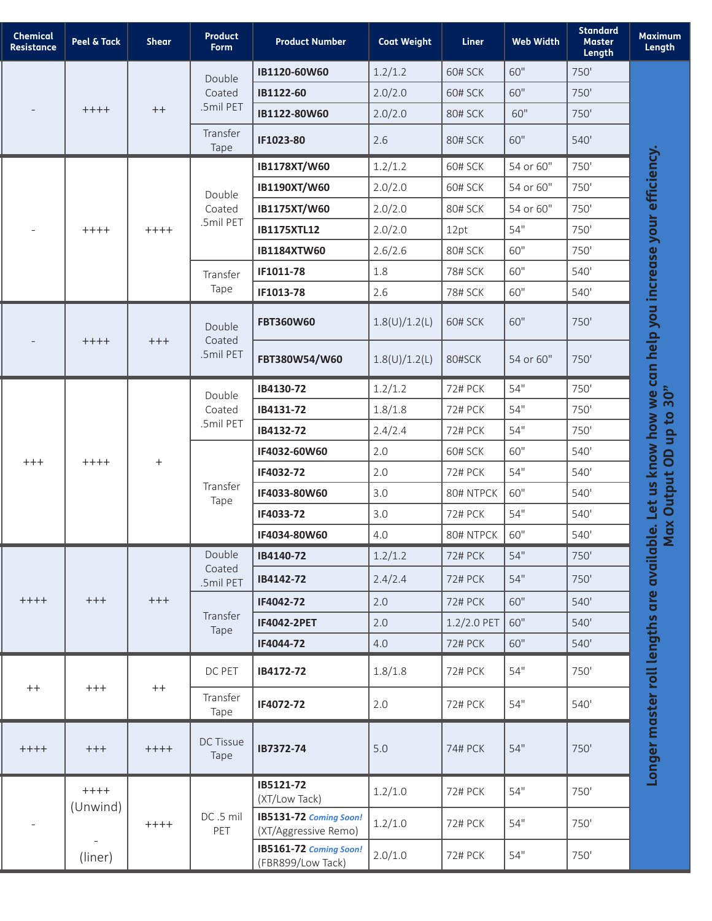| Chemical Resistance | Peel & Tack | Shear | Product Form | Product Number | Coat Weight | Liner | Web Width | Standard Master Length | Maximum Length |
|---|---|---|---|---|---|---|---|---|---|
| - | ++++ | ++ | Double Coated .5mil PET | **IB1120-60W60** | 1.2/1.2 | 60# SCK | 60" | 750' | Longer master roll lengths are available. Let us know how we can help you increase your efficiency. Max Output OD up to 30" |
| | | | | **IB1122-60** | 2.0/2.0 | 60# SCK | 60" | 750' | |
| | | | | **IB1122-80W60** | 2.0/2.0 | 80# SCK | 60" | 750' | |
| | | | Transfer Tape | **IF1023-80** | 2.6 | 80# SCK | 60" | 540' | |
| - | ++++ | ++++ | Double Coated .5mil PET | **IB1178XT/W60** | 1.2/1.2 | 60# SCK | 54 or 60" | 750' | |
| | | | | **IB1190XT/W60** | 2.0/2.0 | 60# SCK | 54 or 60" | 750' | |
| | | | | **IB1175XT/W60** | 2.0/2.0 | 80# SCK | 54 or 60" | 750' | |
| | | | | **IB1175XTL12** | 2.0/2.0 | 12pt | 54" | 750' | |
| | | | | **IB1184XTW60** | 2.6/2.6 | 80# SCK | 60" | 750' | |
| | | | Transfer Tape | **IF1011-78** | 1.8 | 78# SCK | 60" | 540' | |
| | | | | **IF1013-78** | 2.6 | 78# SCK | 60" | 540' | |
| - | ++++ | +++ | Double Coated .5mil PET | **FBT360W60** | 1.8(U)/1.2(L) | 60# SCK | 60" | 750' | |
| | | | | **FBT380W54/W60** | 1.8(U)/1.2(L) | 80#SCK | 54 or 60" | 750' | |
| +++ | ++++ | + | Double Coated .5mil PET | **IB4130-72** | 1.2/1.2 | 72# PCK | 54" | 750' | |
| | | | | **IB4131-72** | 1.8/1.8 | 72# PCK | 54" | 750' | |
| | | | | **IB4132-72** | 2.4/2.4 | 72# PCK | 54" | 750' | |
| | | | Transfer Tape | **IF4032-60W60** | 2.0 | 60# SCK | 60" | 540' | |
| | | | | **IF4032-72** | 2.0 | 72# PCK | 54" | 540' | |
| | | | | **IF4033-80W60** | 3.0 | 80# NTPCK | 60" | 540' | |
| | | | | **IF4033-72** | 3.0 | 72# PCK | 54" | 540' | |
| | | | | **IF4034-80W60** | 4.0 | 80# NTPCK | 60" | 540' | |
| ++++ | +++ | +++ | Double Coated .5mil PET | **IB4140-72** | 1.2/1.2 | 72# PCK | 54" | 750' | |
| | | | | **IB4142-72** | 2.4/2.4 | 72# PCK | 54" | 750' | |
| | | | Transfer Tape | **IF4042-72** | 2.0 | 72# PCK | 60" | 540' | |
| | | | | **IF4042-2PET** | 2.0 | 1.2/2.0 PET | 60" | 540' | |
| | | | | **IF4044-72** | 4.0 | 72# PCK | 60" | 540' | |
| ++ | +++ | ++ | DC PET | **IB4172-72** | 1.8/1.8 | 72# PCK | 54" | 750' | |
| | | | Transfer Tape | **IF4072-72** | 2.0 | 72# PCK | 54" | 540' | |
| ++++ | +++ | ++++ | DC Tissue Tape | **IB7372-74** | 5.0 | 74# PCK | 54" | 750' | |
| - | ++++ (Unwind) - (liner) | ++++ | DC .5 mil PET | **IB5121-72** (XT/Low Tack) | 1.2/1.0 | 72# PCK | 54" | 750' | |
| | | | | **IB5131-72** *Coming Soon!* (XT/Aggressive Remo) | 1.2/1.0 | 72# PCK | 54" | 750' | |
| | | | | **IB5161-72** *Coming Soon!* (FBR899/Low Tack) | 2.0/1.0 | 72# PCK | 54" | 750' | |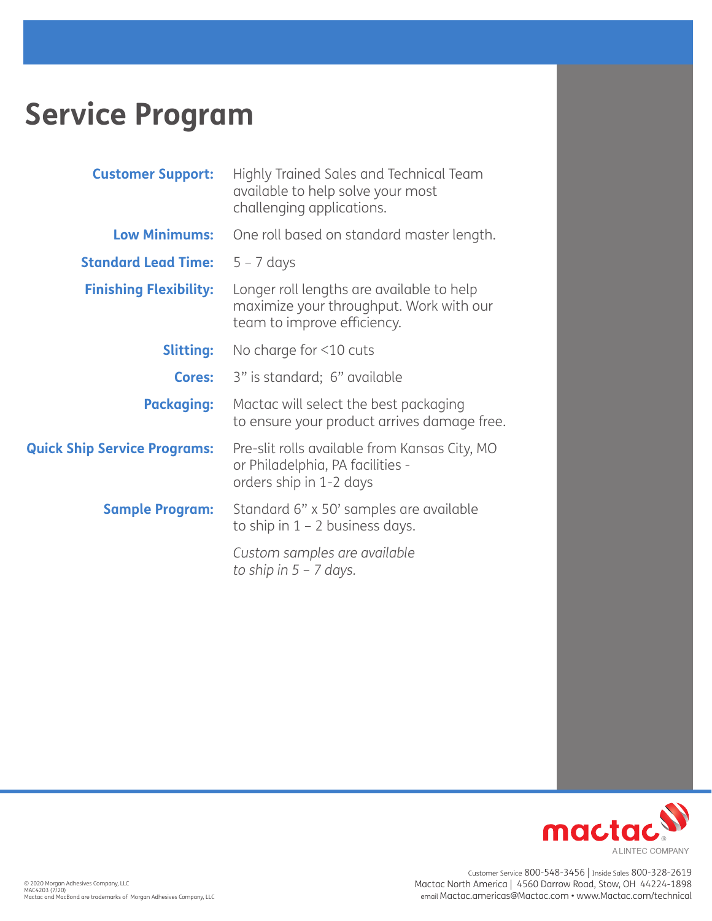# Service Program

| | |
|---|---|
| **Customer Support:** | Highly Trained Sales and Technical Team available to help solve your most challenging applications. |
| **Low Minimums:** | One roll based on standard master length. |
| **Standard Lead Time:** | 5 – 7 days |
| **Finishing Flexibility:** | Longer roll lengths are available to help maximize your throughput. Work with our team to improve efficiency. |
| **Slitting:** | No charge for <10 cuts |
| **Cores:** | 3” is standard; 6” available |
| **Packaging:** | Mactac will select the best packaging to ensure your product arrives damage free. |
| **Quick Ship Service Programs:** | Pre-slit rolls available from Kansas City, MO or Philadelphia, PA facilities - orders ship in 1-2 days |
| **Sample Program:** | Standard 6” x 50’ samples are available to ship in 1 – 2 business days. |
| | *Custom samples are available to ship in 5 – 7 days.* |

mactac®

A LINTEC COMPANY

Customer Service 800-548-3456 | Inside Sales 800-328-2619
Mactac North America | 4560 Darrow Road, Stow, OH 44224-1898
email Mactac.americas@Mactac.com • www.Mactac.com/technical

© 2020 Morgan Adhesives Company, LLC
MAC4203 (7/20)
Mactac and MacBond are trademarks of Morgan Adhesives Company, LLC